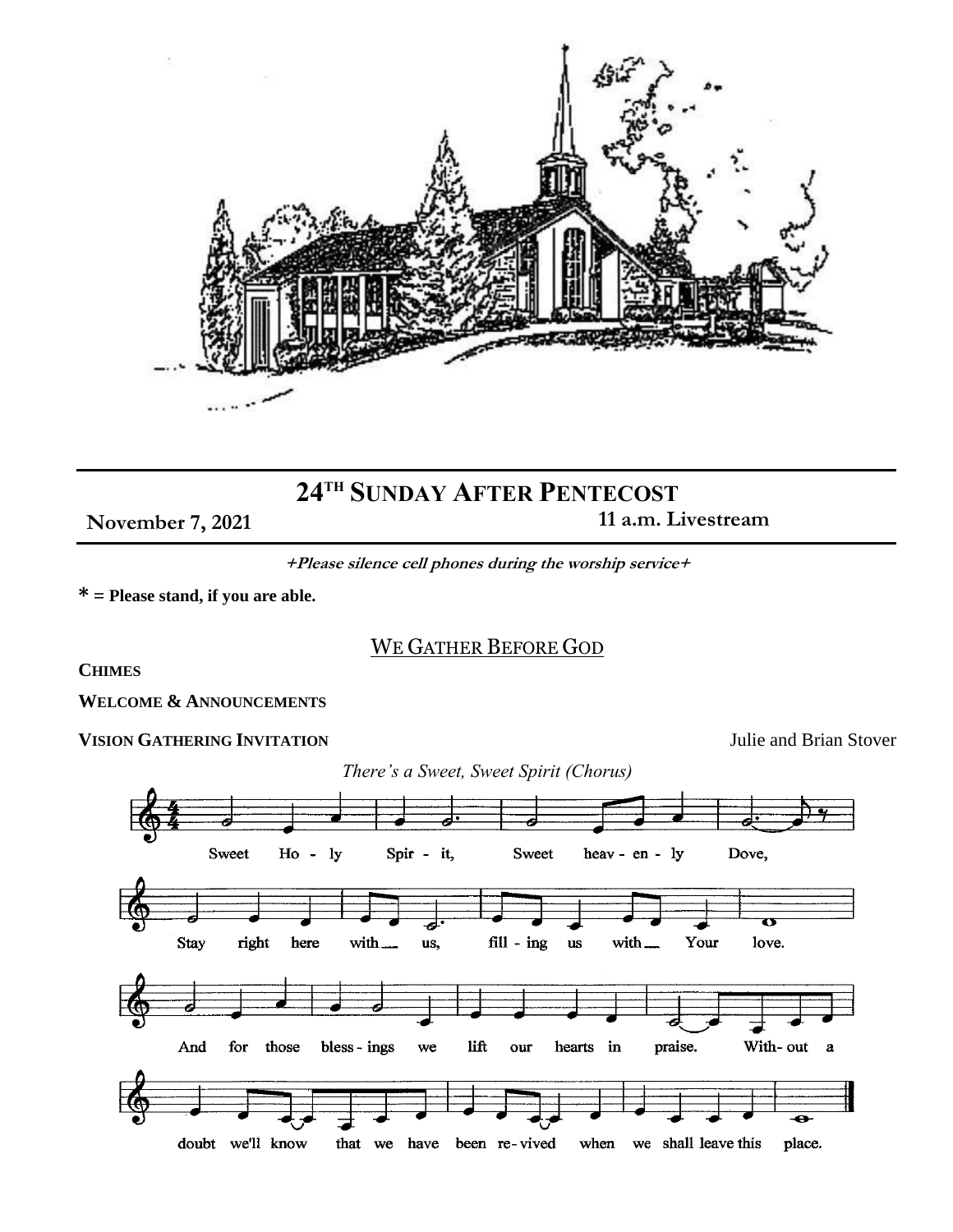# 24TH SUNDAY AFTER PENTECOST

**November 7, 2021** **11 a.m. Livestream**

*+Please silence cell phones during the worship service+*

**\* = Please stand, if you are able.**

## WE GATHER BEFORE GOD

**CHIMES**

**WELCOME & ANNOUNCEMENTS**

**VISION GATHERING INVITATION** Julie and Brian Stover

*There's a Sweet, Sweet Spirit (Chorus)*

Sweet Holy Spirit, Sweet heavenly Dove,
Stay right here with us, filling us with Your love.
And for those blessings we lift our hearts in praise.
Without a doubt we'll know that we have been revived when we shall leave this place.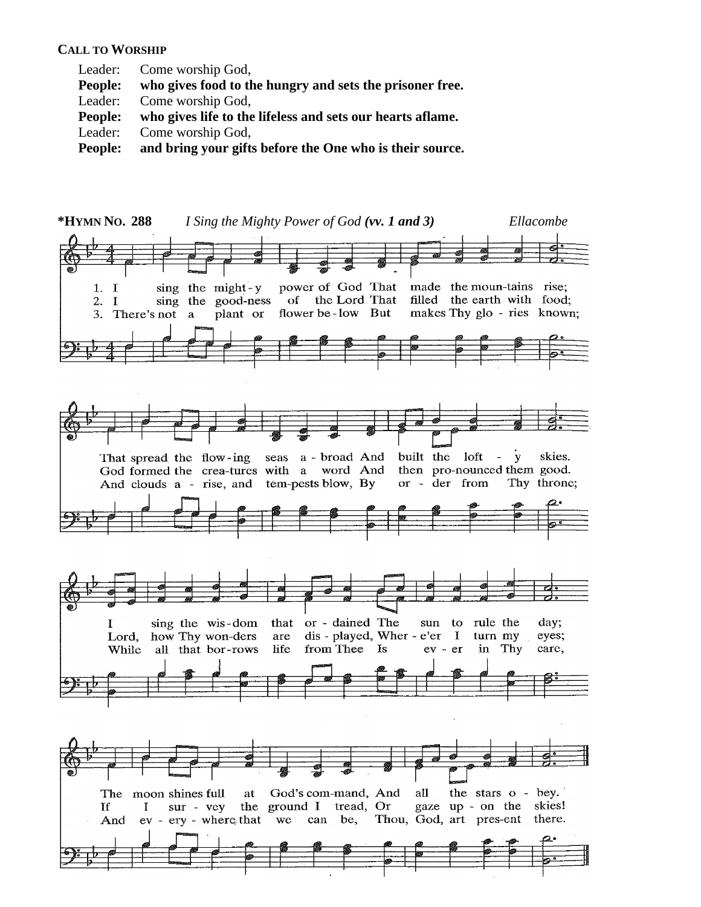**CALL TO WORSHIP**

Leader: Come worship God,
**People: who gives food to the hungry and sets the prisoner free.**
Leader: Come worship God,
**People: who gives life to the lifeless and sets our hearts aflame.**
Leader: Come worship God,
**People: and bring your gifts before the One who is their source.**

**\*HYMN NO. 288** *I Sing the Mighty Power of God **(vv. 1 and 3)*** *Ellacombe*

1. I sing the mighty power of God That made the mountains rise; That spread the flowing seas abroad And built the lofty skies. I sing the wisdom that ordained The sun to rule the day; The moon shines full at God's command, And all the stars obey.

2. I sing the goodness of the Lord That filled the earth with food; God formed the creatures with a word And then pronounced them good. Lord, how Thy wonders are displayed, Whe'er I turn my eyes; If I survey the ground I tread, Or gaze upon the skies!

3. There's not a plant or flower below But makes Thy glories known; And clouds arise, and tempests blow, By order from Thy throne; While all that borrows life from Thee Is ever in Thy care, And everywhere that we can be, Thou, God, art present there.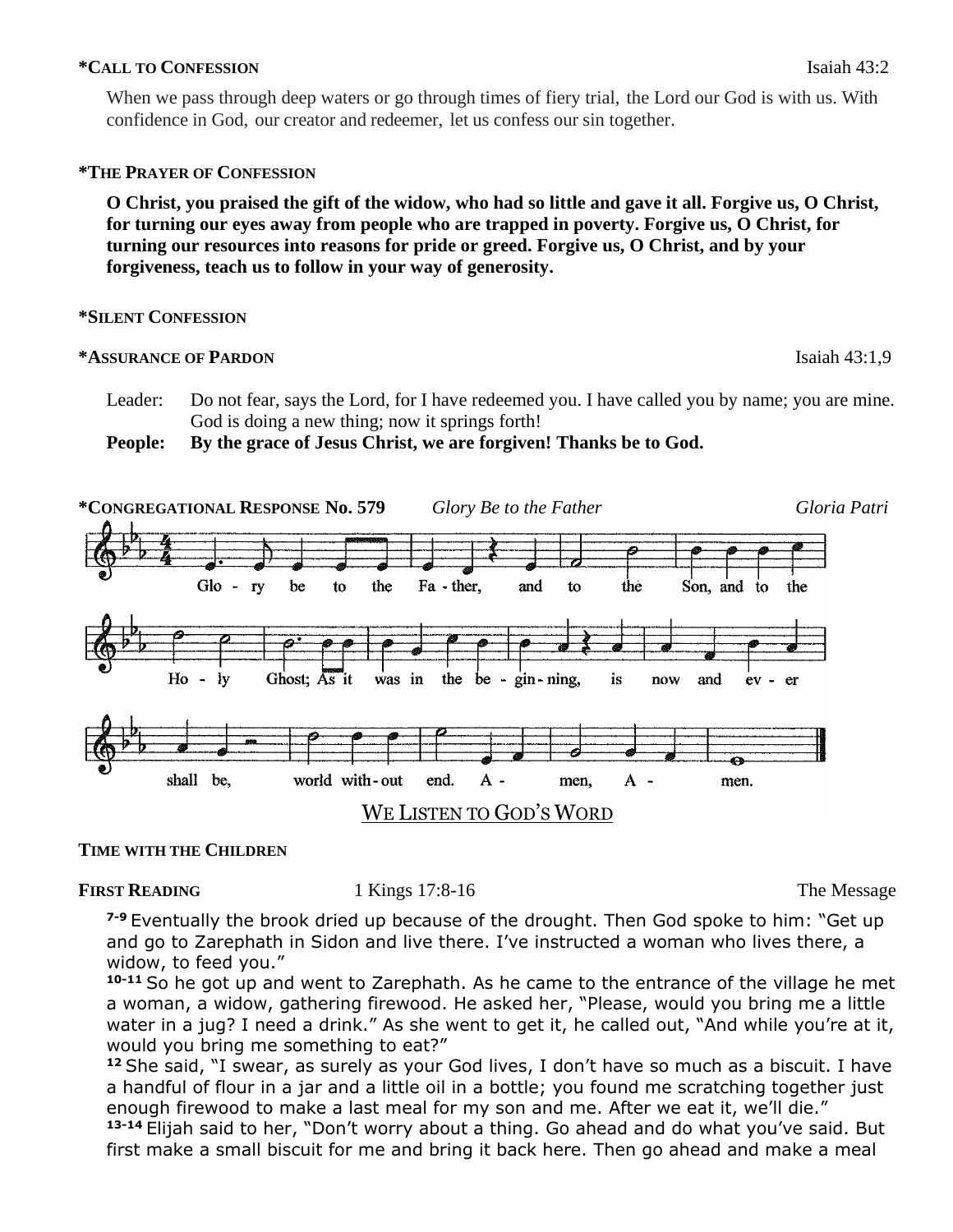**\*CALL TO CONFESSION** Isaiah 43:2

When we pass through deep waters or go through times of fiery trial, the Lord our God is with us. With confidence in God, our creator and redeemer, let us confess our sin together.

**\*THE PRAYER OF CONFESSION**

**O Christ, you praised the gift of the widow, who had so little and gave it all. Forgive us, O Christ, for turning our eyes away from people who are trapped in poverty. Forgive us, O Christ, for turning our resources into reasons for pride or greed. Forgive us, O Christ, and by your forgiveness, teach us to follow in your way of generosity.**

**\*SILENT CONFESSION**

**\*ASSURANCE OF PARDON** Isaiah 43:1,9

Leader: Do not fear, says the Lord, for I have redeemed you. I have called you by name; you are mine. God is doing a new thing; now it springs forth!

**People: By the grace of Jesus Christ, we are forgiven! Thanks be to God.**

**\*CONGREGATIONAL RESPONSE No. 579** *Glory Be to the Father* *Gloria Patri*

Glory be to the Father, and to the Son, and to the Holy Ghost; As it was in the beginning, is now and ever shall be, world without end. Amen, Amen.

## WE LISTEN TO GOD'S WORD

**TIME WITH THE CHILDREN**

**FIRST READING** 1 Kings 17:8-16 The Message

**7-9** Eventually the brook dried up because of the drought. Then God spoke to him: "Get up and go to Zarephath in Sidon and live there. I've instructed a woman who lives there, a widow, to feed you."

**10-11** So he got up and went to Zarephath. As he came to the entrance of the village he met a woman, a widow, gathering firewood. He asked her, "Please, would you bring me a little water in a jug? I need a drink." As she went to get it, he called out, "And while you're at it, would you bring me something to eat?"

**12** She said, "I swear, as surely as your God lives, I don't have so much as a biscuit. I have a handful of flour in a jar and a little oil in a bottle; you found me scratching together just enough firewood to make a last meal for my son and me. After we eat it, we'll die."

**13-14** Elijah said to her, "Don't worry about a thing. Go ahead and do what you've said. But first make a small biscuit for me and bring it back here. Then go ahead and make a meal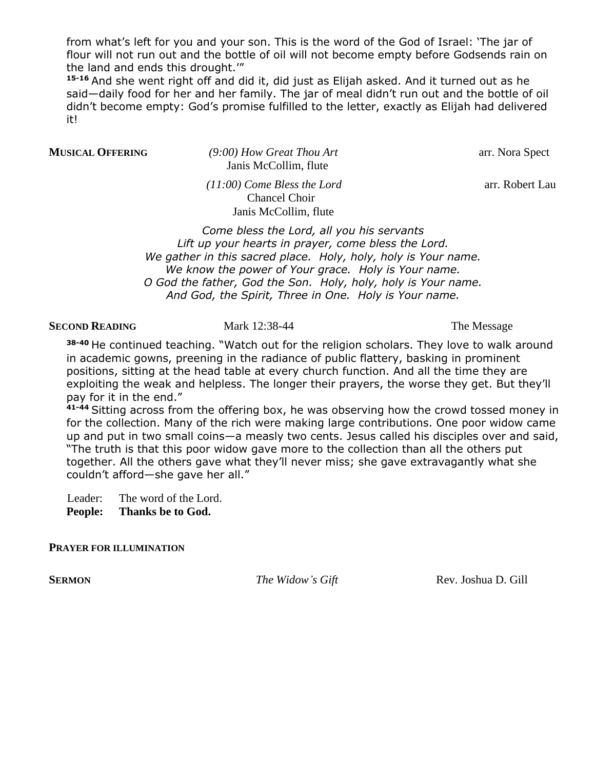from what's left for you and your son. This is the word of the God of Israel: 'The jar of flour will not run out and the bottle of oil will not become empty before Godsends rain on the land and ends this drought.'"

**15-16** And she went right off and did it, did just as Elijah asked. And it turned out as he said—daily food for her and her family. The jar of meal didn't run out and the bottle of oil didn't become empty: God's promise fulfilled to the letter, exactly as Elijah had delivered it!

**MUSICAL OFFERING** *(9:00) How Great Thou Art* arr. Nora Spect
Janis McCollim, flute

*(11:00) Come Bless the Lord* arr. Robert Lau
Chancel Choir
Janis McCollim, flute

*Come bless the Lord, all you his servants*
*Lift up your hearts in prayer, come bless the Lord.*
*We gather in this sacred place. Holy, holy, holy is Your name.*
*We know the power of Your grace. Holy is Your name.*
*O God the father, God the Son. Holy, holy, holy is Your name.*
*And God, the Spirit, Three in One. Holy is Your name.*

**SECOND READING** Mark 12:38-44 The Message

**38-40** He continued teaching. "Watch out for the religion scholars. They love to walk around in academic gowns, preening in the radiance of public flattery, basking in prominent positions, sitting at the head table at every church function. And all the time they are exploiting the weak and helpless. The longer their prayers, the worse they get. But they'll pay for it in the end."

**41-44** Sitting across from the offering box, he was observing how the crowd tossed money in for the collection. Many of the rich were making large contributions. One poor widow came up and put in two small coins—a measly two cents. Jesus called his disciples over and said, "The truth is that this poor widow gave more to the collection than all the others put together. All the others gave what they'll never miss; she gave extravagantly what she couldn't afford—she gave her all."

Leader: The word of the Lord.
**People: Thanks be to God.**

**PRAYER FOR ILLUMINATION**

**SERMON** *The Widow's Gift* Rev. Joshua D. Gill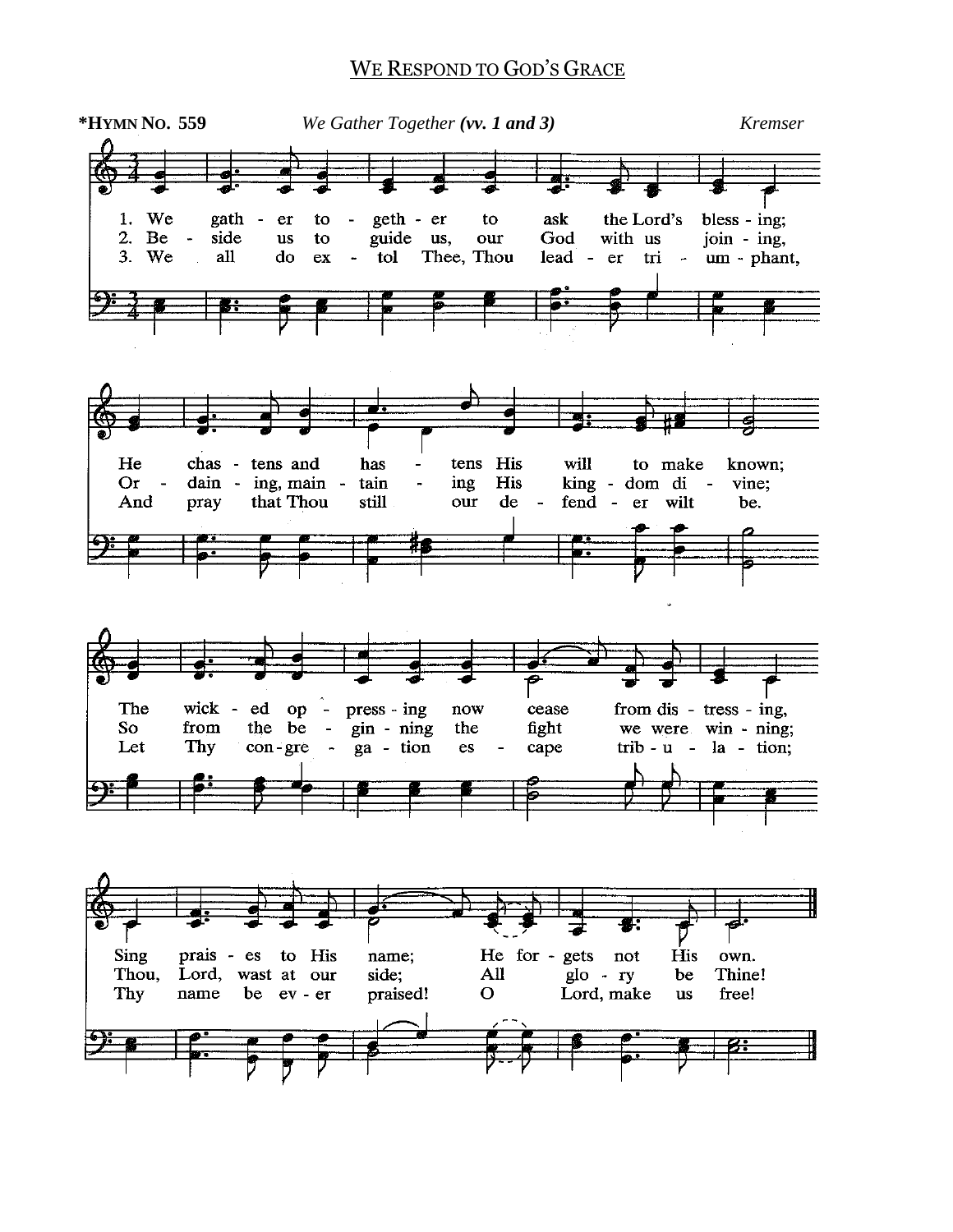## WE RESPOND TO GOD'S GRACE

**\*HYMN NO. 559** *We Gather Together* ***(vv. 1 and 3)*** *Kremser*

1. We gather together to ask the Lord's blessing; He chastens and hastens His will to make known; The wicked oppressing now cease from distressing, Sing praises to His name; He forgets not His own.

2. Beside us to guide us, our God with us joining, Ordaining, maintaining His kingdom divine; So from the beginning the fight we were winning, Thou, Lord, wast at our side; All glory be Thine!

3. We all do extol Thee, Thou leader triumphant, And pray that Thou still our defender wilt be. Let Thy congregation escape tribulation; Thy name be ever praised! O Lord, make us free!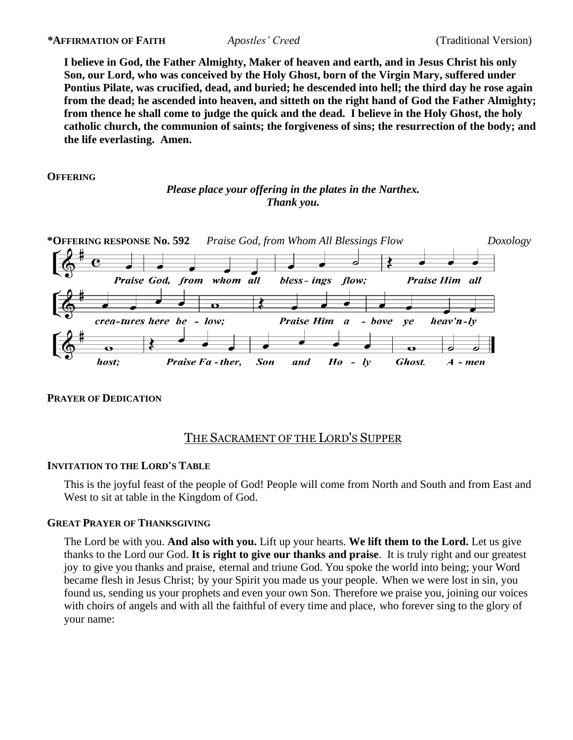**\*AFFIRMATION OF FAITH** *Apostles' Creed* (Traditional Version)

**I believe in God, the Father Almighty, Maker of heaven and earth, and in Jesus Christ his only Son, our Lord, who was conceived by the Holy Ghost, born of the Virgin Mary, suffered under Pontius Pilate, was crucified, dead, and buried; he descended into hell; the third day he rose again from the dead; he ascended into heaven, and sitteth on the right hand of God the Father Almighty; from thence he shall come to judge the quick and the dead. I believe in the Holy Ghost, the holy catholic church, the communion of saints; the forgiveness of sins; the resurrection of the body; and the life everlasting. Amen.**

**OFFERING**

***Please place your offering in the plates in the Narthex.***
***Thank you.***

**\*OFFERING RESPONSE No. 592** *Praise God, from Whom All Blessings Flow* *Doxology*

*Praise God, from whom all bless-ings flow; Praise Him all crea-tures here be - low; Praise Him a - bove ye heav'n-ly host; Praise Fa - ther, Son and Ho - ly Ghost. A - men*

**PRAYER OF DEDICATION**

## THE SACRAMENT OF THE LORD'S SUPPER

**INVITATION TO THE LORD'S TABLE**

This is the joyful feast of the people of God! People will come from North and South and from East and West to sit at table in the Kingdom of God.

**GREAT PRAYER OF THANKSGIVING**

The Lord be with you. **And also with you.** Lift up your hearts. **We lift them to the Lord.** Let us give thanks to the Lord our God. **It is right to give our thanks and praise**. It is truly right and our greatest joy to give you thanks and praise, eternal and triune God. You spoke the world into being; your Word became flesh in Jesus Christ; by your Spirit you made us your people. When we were lost in sin, you found us, sending us your prophets and even your own Son. Therefore we praise you, joining our voices with choirs of angels and with all the faithful of every time and place, who forever sing to the glory of your name: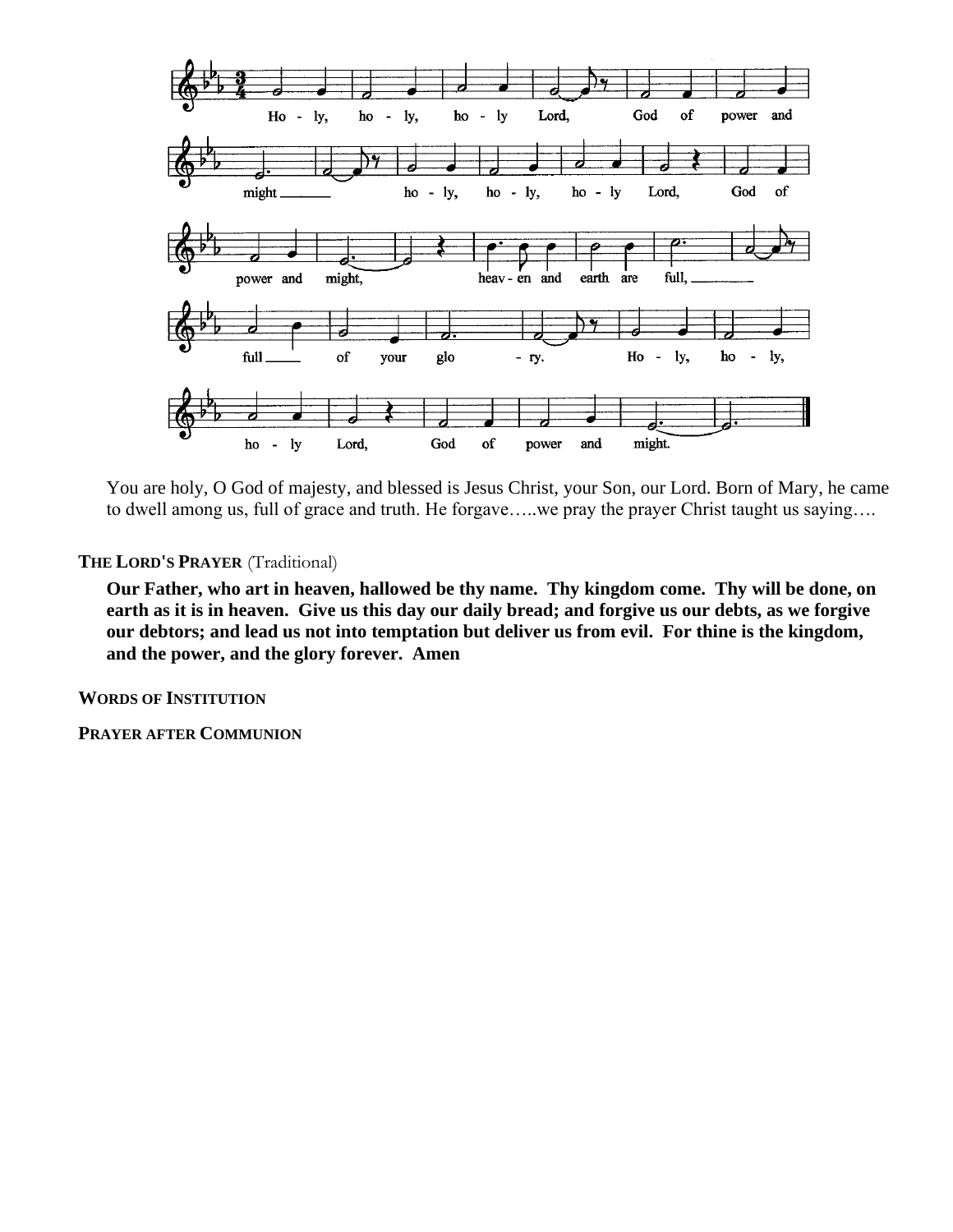Ho - ly, ho - ly, ho - ly Lord, God of power and might ho - ly, ho - ly, ho - ly Lord, God of power and might, heav - en and earth are full, full of your glo - ry. Ho - ly, ho - ly, ho - ly Lord, God of power and might.

You are holy, O God of majesty, and blessed is Jesus Christ, your Son, our Lord. Born of Mary, he came to dwell among us, full of grace and truth. He forgave…..we pray the prayer Christ taught us saying….

**THE LORD'S PRAYER** (Traditional)

**Our Father, who art in heaven, hallowed be thy name. Thy kingdom come. Thy will be done, on earth as it is in heaven. Give us this day our daily bread; and forgive us our debts, as we forgive our debtors; and lead us not into temptation but deliver us from evil. For thine is the kingdom, and the power, and the glory forever. Amen**

**WORDS OF INSTITUTION**

**PRAYER AFTER COMMUNION**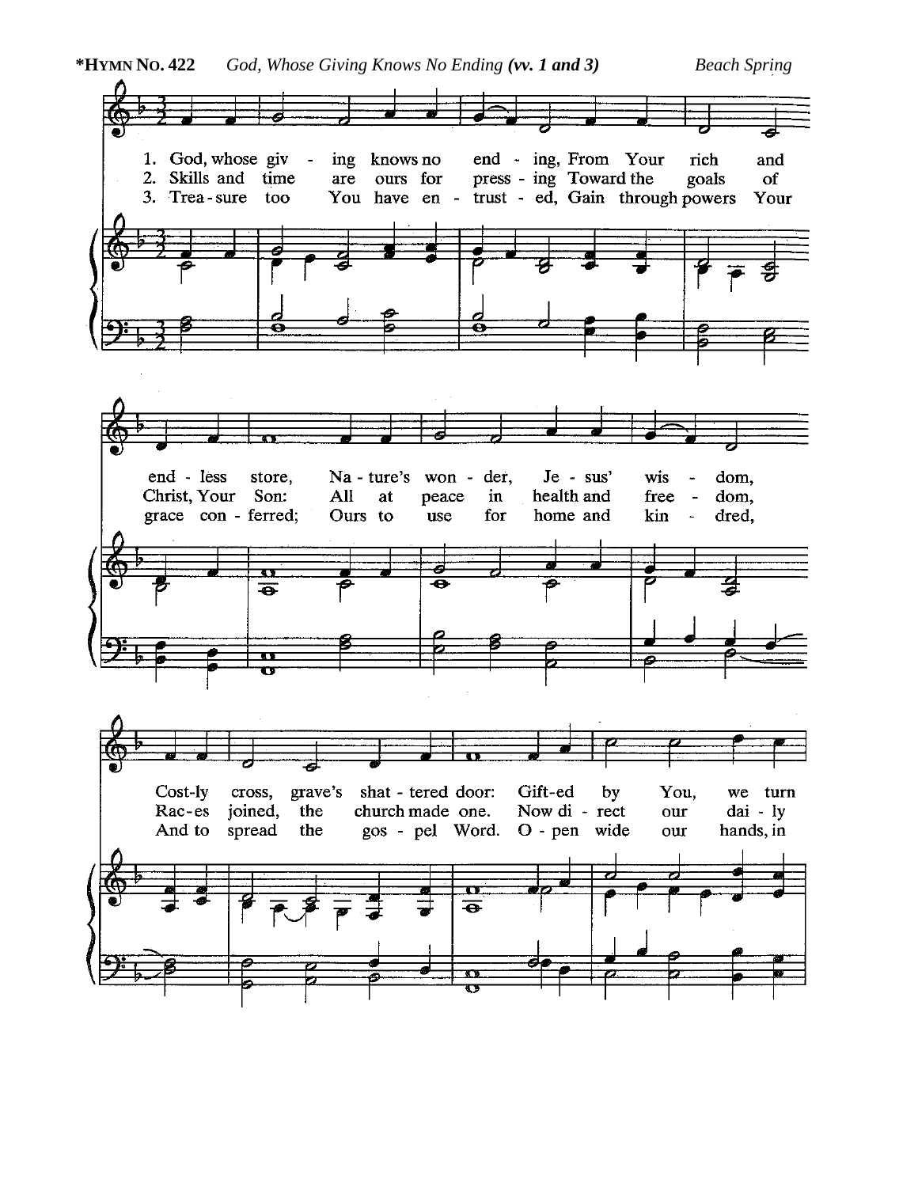**\*HYMN NO. 422** *God, Whose Giving Knows No Ending* ***(vv. 1 and 3)*** *Beach Spring*

1. God, whose giv - ing knows no end - ing, From Your rich and end - less store, Na - ture's won - der, Je - sus' wis - dom, Cost-ly cross, grave's shat - tered door: Gift-ed by You, we turn

2. Skills and time are ours for press - ing Toward the goals of Christ, Your Son: All at peace in health and free - dom, Rac-es joined, the church made one. Now di - rect our dai - ly

3. Trea - sure too You have en - trust - ed, Gain through powers Your grace con - ferred; Ours to use for home and kin - dred, And to spread the gos - pel Word. O - pen wide our hands, in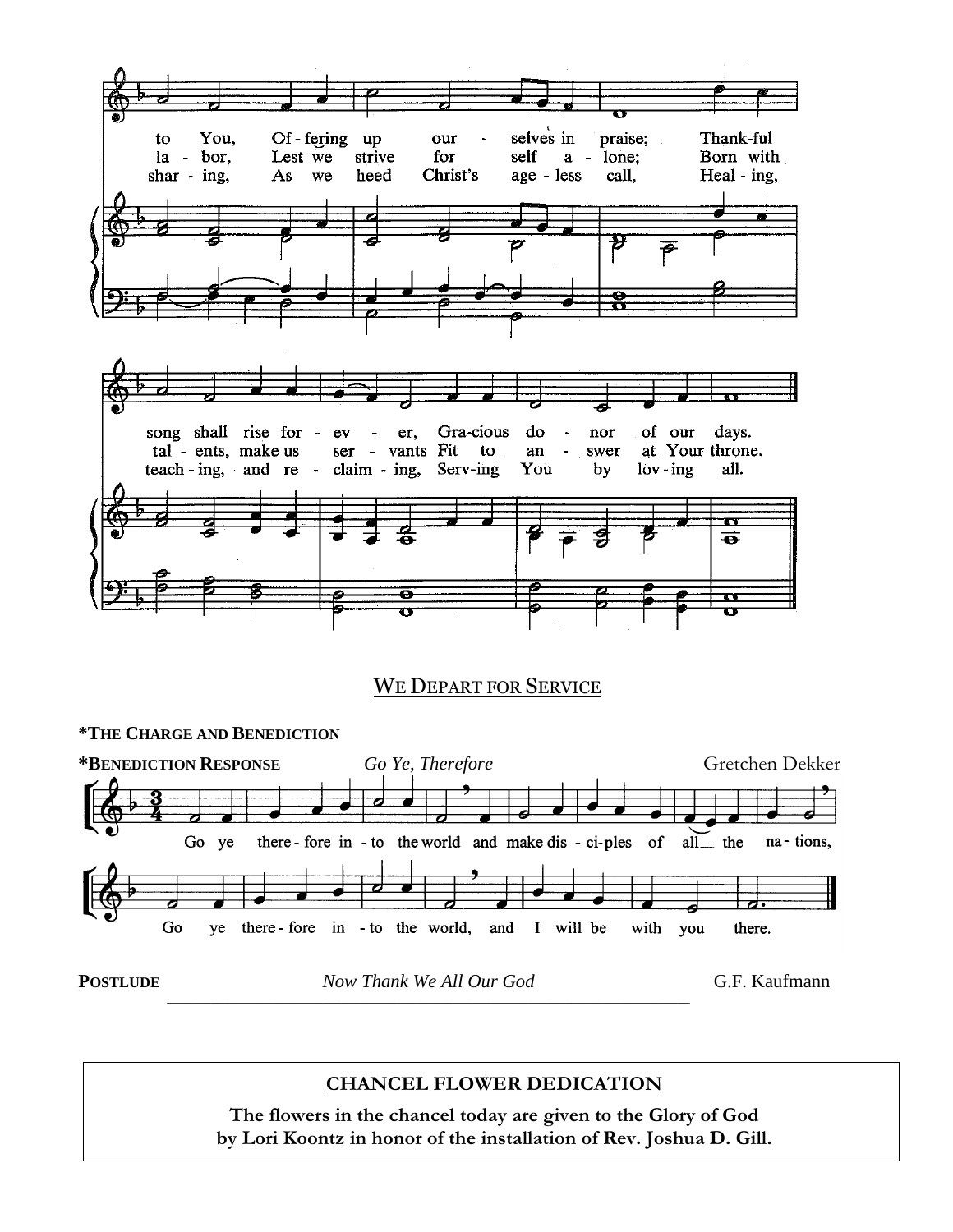to You, Offering up our - selves in praise; Thank-ful song shall rise for - ev - er, Gra-cious do - nor of our days.

la - bor, Lest we strive for self a - lone; Born with tal - ents, make us ser - vants Fit to an - swer at Your throne.

shar - ing, As we heed Christ's age - less call, Heal - ing, teach - ing, and re - claim - ing, Serv-ing You by lov - ing all.

## WE DEPART FOR SERVICE

**\*THE CHARGE AND BENEDICTION**

**\*BENEDICTION RESPONSE** *Go Ye, Therefore* Gretchen Dekker

Go ye there - fore in - to the world and make dis - ci-ples of all the na - tions,

Go ye there - fore in - to the world, and I will be with you there.

**POSTLUDE** *Now Thank We All Our God* G.F. Kaufmann

---

**CHANCEL FLOWER DEDICATION**

**The flowers in the chancel today are given to the Glory of God by Lori Koontz in honor of the installation of Rev. Joshua D. Gill.**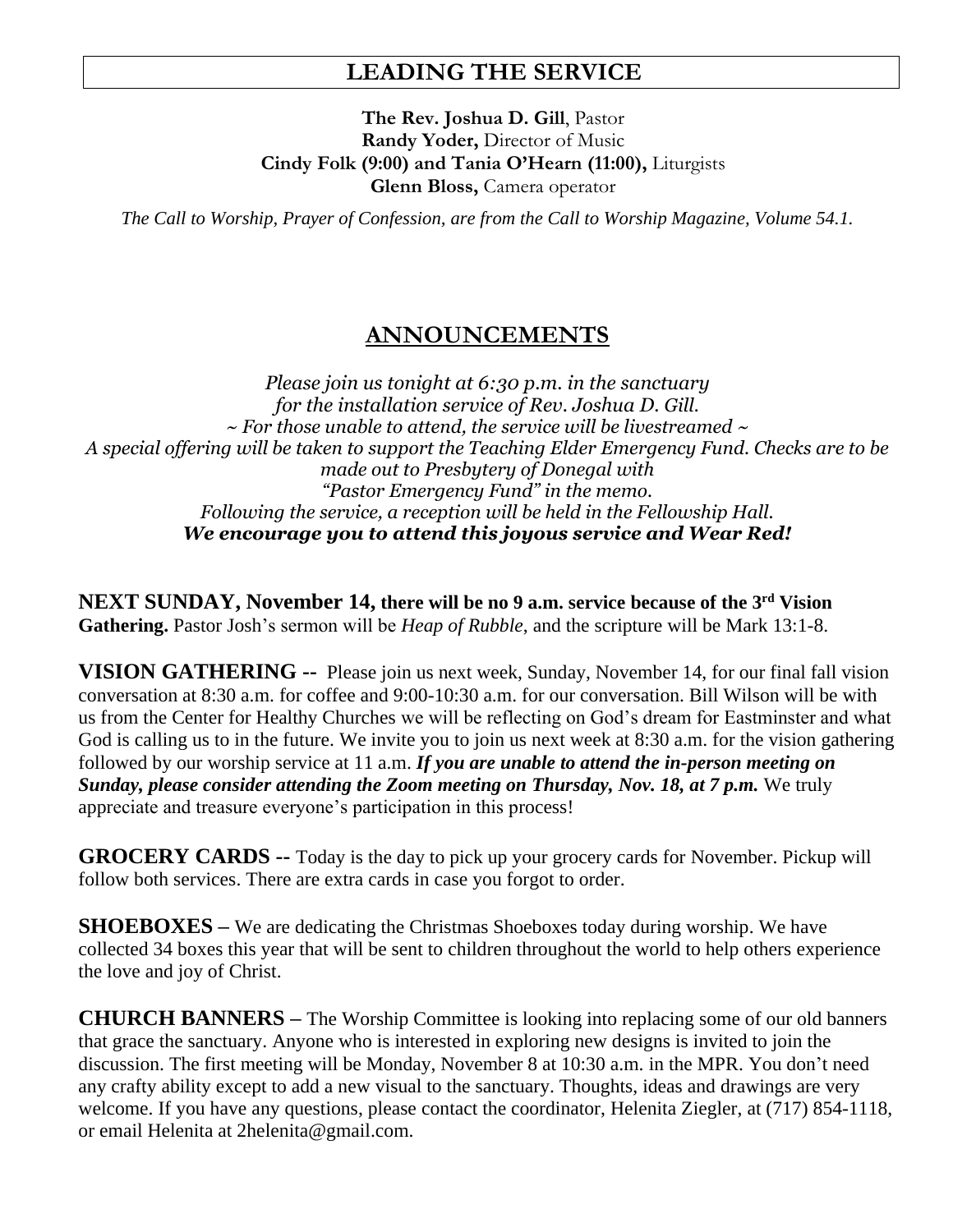## LEADING THE SERVICE

**The Rev. Joshua D. Gill**, Pastor
**Randy Yoder,** Director of Music
**Cindy Folk (9:00) and Tania O'Hearn (11:00),** Liturgists
**Glenn Bloss,** Camera operator

*The Call to Worship, Prayer of Confession, are from the Call to Worship Magazine, Volume 54.1.*

## ANNOUNCEMENTS

*Please join us tonight at 6:30 p.m. in the sanctuary for the installation service of Rev. Joshua D. Gill.*
*~ For those unable to attend, the service will be livestreamed ~*
*A special offering will be taken to support the Teaching Elder Emergency Fund. Checks are to be made out to Presbytery of Donegal with "Pastor Emergency Fund" in the memo.*
*Following the service, a reception will be held in the Fellowship Hall.*
***We encourage you to attend this joyous service and Wear Red!***

**NEXT SUNDAY, November 14, there will be no 9 a.m. service because of the 3rd Vision Gathering.** Pastor Josh's sermon will be *Heap of Rubble*, and the scripture will be Mark 13:1-8.

**VISION GATHERING --** Please join us next week, Sunday, November 14, for our final fall vision conversation at 8:30 a.m. for coffee and 9:00-10:30 a.m. for our conversation. Bill Wilson will be with us from the Center for Healthy Churches we will be reflecting on God's dream for Eastminster and what God is calling us to in the future. We invite you to join us next week at 8:30 a.m. for the vision gathering followed by our worship service at 11 a.m. ***If you are unable to attend the in-person meeting on Sunday, please consider attending the Zoom meeting on Thursday, Nov. 18, at 7 p.m.*** We truly appreciate and treasure everyone's participation in this process!

**GROCERY CARDS --** Today is the day to pick up your grocery cards for November. Pickup will follow both services. There are extra cards in case you forgot to order.

**SHOEBOXES –** We are dedicating the Christmas Shoeboxes today during worship. We have collected 34 boxes this year that will be sent to children throughout the world to help others experience the love and joy of Christ.

**CHURCH BANNERS –** The Worship Committee is looking into replacing some of our old banners that grace the sanctuary. Anyone who is interested in exploring new designs is invited to join the discussion. The first meeting will be Monday, November 8 at 10:30 a.m. in the MPR. You don't need any crafty ability except to add a new visual to the sanctuary. Thoughts, ideas and drawings are very welcome. If you have any questions, please contact the coordinator, Helenita Ziegler, at (717) 854-1118, or email Helenita at 2helenita@gmail.com.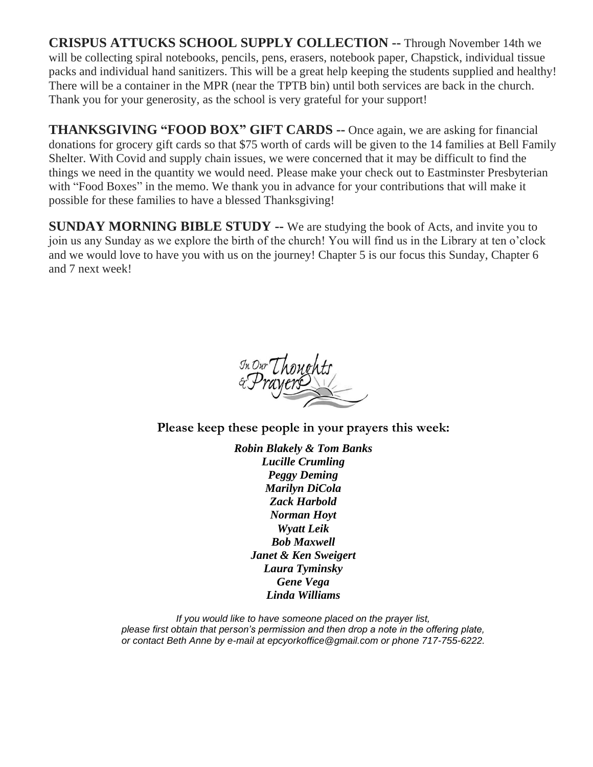**CRISPUS ATTUCKS SCHOOL SUPPLY COLLECTION --** Through November 14th we will be collecting spiral notebooks, pencils, pens, erasers, notebook paper, Chapstick, individual tissue packs and individual hand sanitizers. This will be a great help keeping the students supplied and healthy! There will be a container in the MPR (near the TPTB bin) until both services are back in the church. Thank you for your generosity, as the school is very grateful for your support!

**THANKSGIVING "FOOD BOX" GIFT CARDS --** Once again, we are asking for financial donations for grocery gift cards so that $75 worth of cards will be given to the 14 families at Bell Family Shelter. With Covid and supply chain issues, we were concerned that it may be difficult to find the things we need in the quantity we would need. Please make your check out to Eastminster Presbyterian with "Food Boxes" in the memo. We thank you in advance for your contributions that will make it possible for these families to have a blessed Thanksgiving!

**SUNDAY MORNING BIBLE STUDY --** We are studying the book of Acts, and invite you to join us any Sunday as we explore the birth of the church! You will find us in the Library at ten o'clock and we would love to have you with us on the journey! Chapter 5 is our focus this Sunday, Chapter 6 and 7 next week!

In Our Thoughts & Prayers

**Please keep these people in your prayers this week:**

***Robin Blakely & Tom Banks***
***Lucille Crumling***
***Peggy Deming***
***Marilyn DiCola***
***Zack Harbold***
***Norman Hoyt***
***Wyatt Leik***
***Bob Maxwell***
***Janet & Ken Sweigert***
***Laura Tyminsky***
***Gene Vega***
***Linda Williams***

*If you would like to have someone placed on the prayer list, please first obtain that person's permission and then drop a note in the offering plate, or contact Beth Anne by e-mail at epcyorkoffice@gmail.com or phone 717-755-6222.*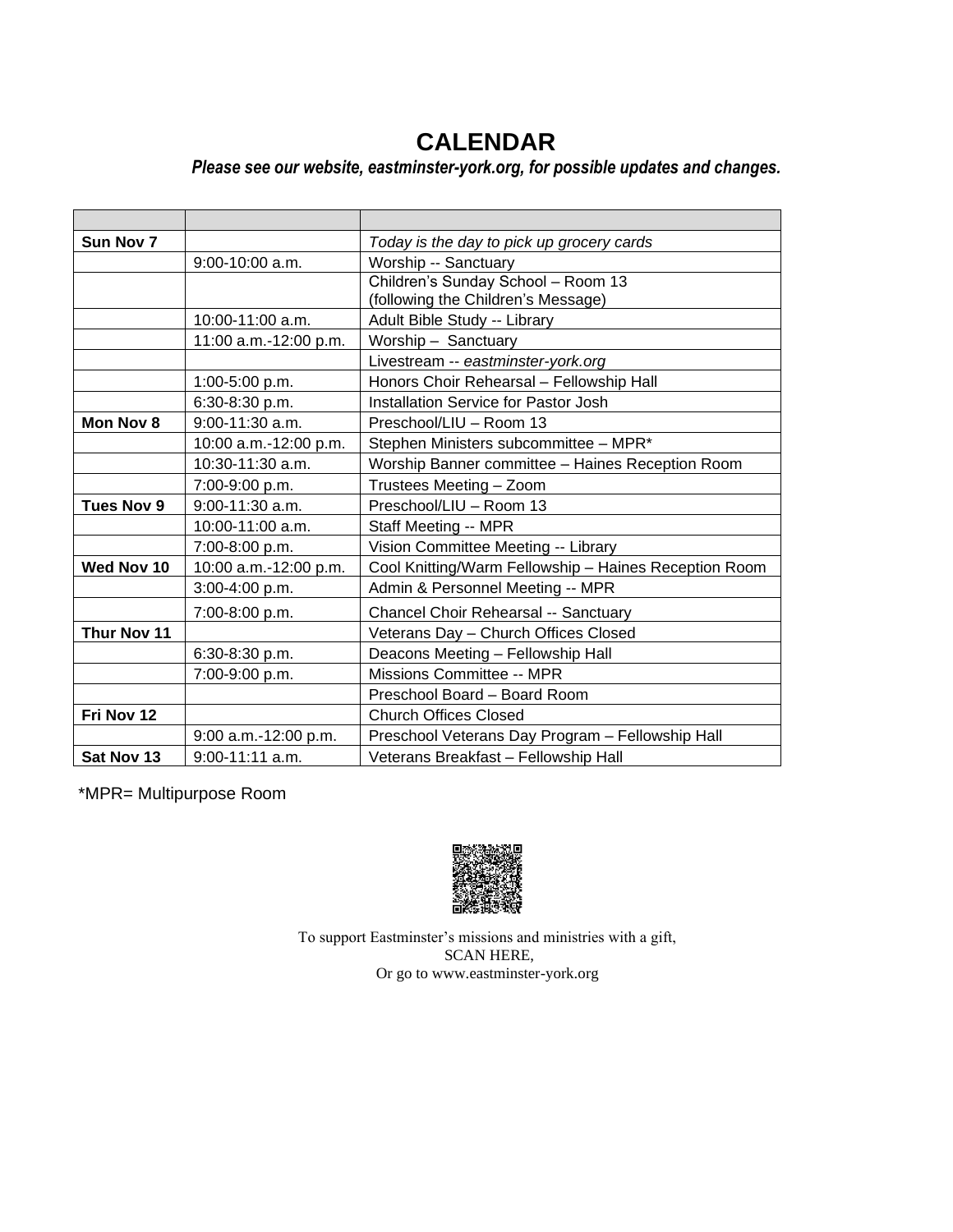# CALENDAR

***Please see our website, eastminster-york.org, for possible updates and changes.***

| | | |
|---|---|---|
| **Sun Nov 7** | | *Today is the day to pick up grocery cards* |
| | 9:00-10:00 a.m. | Worship -- Sanctuary |
| | | Children's Sunday School – Room 13 (following the Children's Message) |
| | 10:00-11:00 a.m. | Adult Bible Study -- Library |
| | 11:00 a.m.-12:00 p.m. | Worship – Sanctuary |
| | | Livestream -- *eastminster-york.org* |
| | 1:00-5:00 p.m. | Honors Choir Rehearsal – Fellowship Hall |
| | 6:30-8:30 p.m. | Installation Service for Pastor Josh |
| **Mon Nov 8** | 9:00-11:30 a.m. | Preschool/LIU – Room 13 |
| | 10:00 a.m.-12:00 p.m. | Stephen Ministers subcommittee – MPR* |
| | 10:30-11:30 a.m. | Worship Banner committee – Haines Reception Room |
| | 7:00-9:00 p.m. | Trustees Meeting – Zoom |
| **Tues Nov 9** | 9:00-11:30 a.m. | Preschool/LIU – Room 13 |
| | 10:00-11:00 a.m. | Staff Meeting -- MPR |
| | 7:00-8:00 p.m. | Vision Committee Meeting -- Library |
| **Wed Nov 10** | 10:00 a.m.-12:00 p.m. | Cool Knitting/Warm Fellowship – Haines Reception Room |
| | 3:00-4:00 p.m. | Admin & Personnel Meeting -- MPR |
| | 7:00-8:00 p.m. | Chancel Choir Rehearsal -- Sanctuary |
| **Thur Nov 11** | | Veterans Day – Church Offices Closed |
| | 6:30-8:30 p.m. | Deacons Meeting – Fellowship Hall |
| | 7:00-9:00 p.m. | Missions Committee -- MPR |
| | | Preschool Board – Board Room |
| **Fri Nov 12** | | Church Offices Closed |
| | 9:00 a.m.-12:00 p.m. | Preschool Veterans Day Program – Fellowship Hall |
| **Sat Nov 13** | 9:00-11:11 a.m. | Veterans Breakfast – Fellowship Hall |

*MPR= Multipurpose Room

To support Eastminster's missions and ministries with a gift,
SCAN HERE,
Or go to www.eastminster-york.org